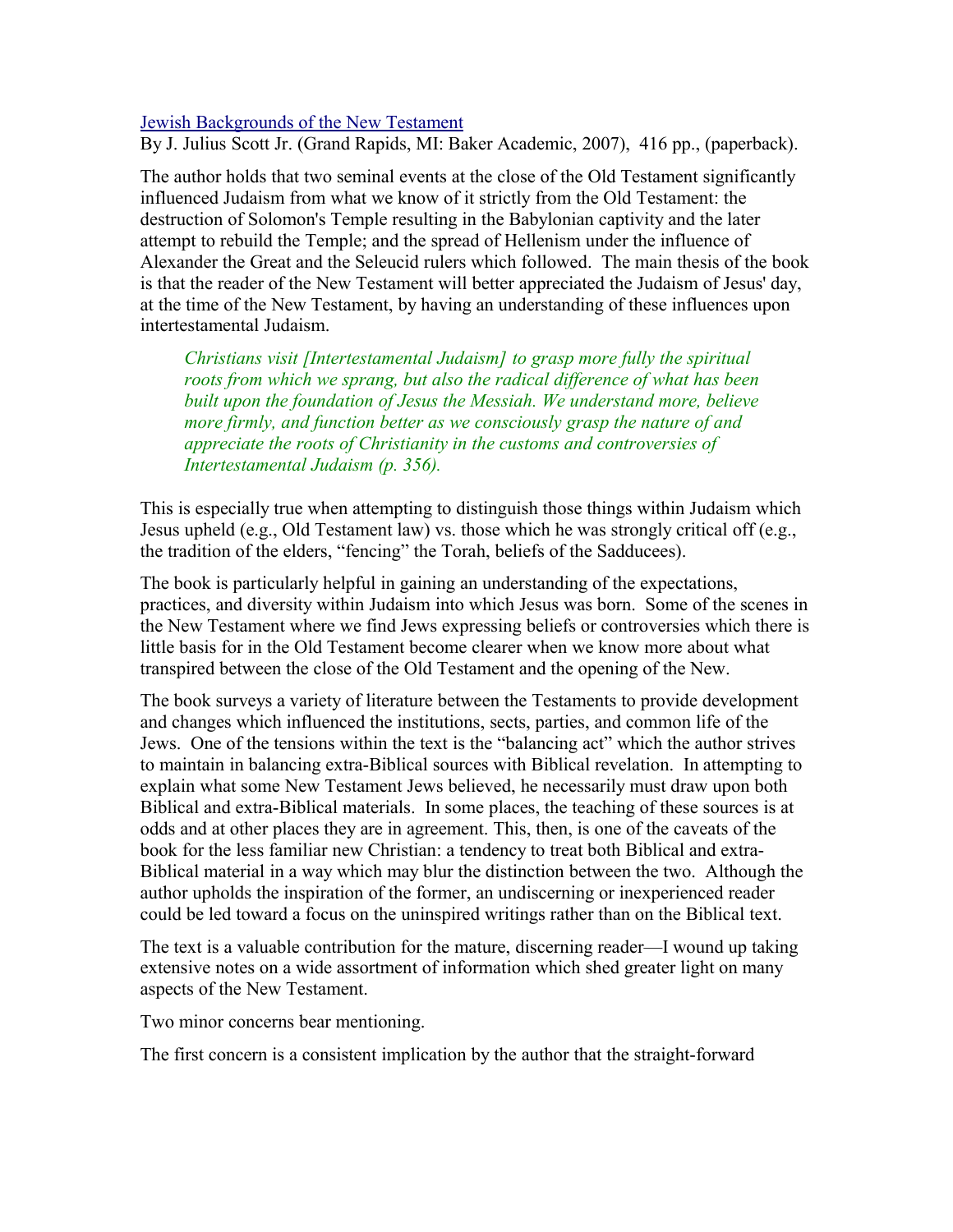[Jewish Backgrounds of the New Testament]
By J. Julius Scott Jr. (Grand Rapids, MI: Baker Academic, 2007), 416 pp., (paperback).

The author holds that two seminal events at the close of the Old Testament significantly influenced Judaism from what we know of it strictly from the Old Testament: the destruction of Solomon's Temple resulting in the Babylonian captivity and the later attempt to rebuild the Temple; and the spread of Hellenism under the influence of Alexander the Great and the Seleucid rulers which followed. The main thesis of the book is that the reader of the New Testament will better appreciated the Judaism of Jesus' day, at the time of the New Testament, by having an understanding of these influences upon intertestamental Judaism.

> *Christians visit [Intertestamental Judaism] to grasp more fully the spiritual roots from which we sprang, but also the radical difference of what has been built upon the foundation of Jesus the Messiah. We understand more, believe more firmly, and function better as we consciously grasp the nature of and appreciate the roots of Christianity in the customs and controversies of Intertestamental Judaism (p. 356).*

This is especially true when attempting to distinguish those things within Judaism which Jesus upheld (e.g., Old Testament law) vs. those which he was strongly critical off (e.g., the tradition of the elders, "fencing" the Torah, beliefs of the Sadducees).

The book is particularly helpful in gaining an understanding of the expectations, practices, and diversity within Judaism into which Jesus was born. Some of the scenes in the New Testament where we find Jews expressing beliefs or controversies which there is little basis for in the Old Testament become clearer when we know more about what transpired between the close of the Old Testament and the opening of the New.

The book surveys a variety of literature between the Testaments to provide development and changes which influenced the institutions, sects, parties, and common life of the Jews. One of the tensions within the text is the "balancing act" which the author strives to maintain in balancing extra-Biblical sources with Biblical revelation. In attempting to explain what some New Testament Jews believed, he necessarily must draw upon both Biblical and extra-Biblical materials. In some places, the teaching of these sources is at odds and at other places they are in agreement. This, then, is one of the caveats of the book for the less familiar new Christian: a tendency to treat both Biblical and extra-Biblical material in a way which may blur the distinction between the two. Although the author upholds the inspiration of the former, an undiscerning or inexperienced reader could be led toward a focus on the uninspired writings rather than on the Biblical text.

The text is a valuable contribution for the mature, discerning reader—I wound up taking extensive notes on a wide assortment of information which shed greater light on many aspects of the New Testament.

Two minor concerns bear mentioning.

The first concern is a consistent implication by the author that the straight-forward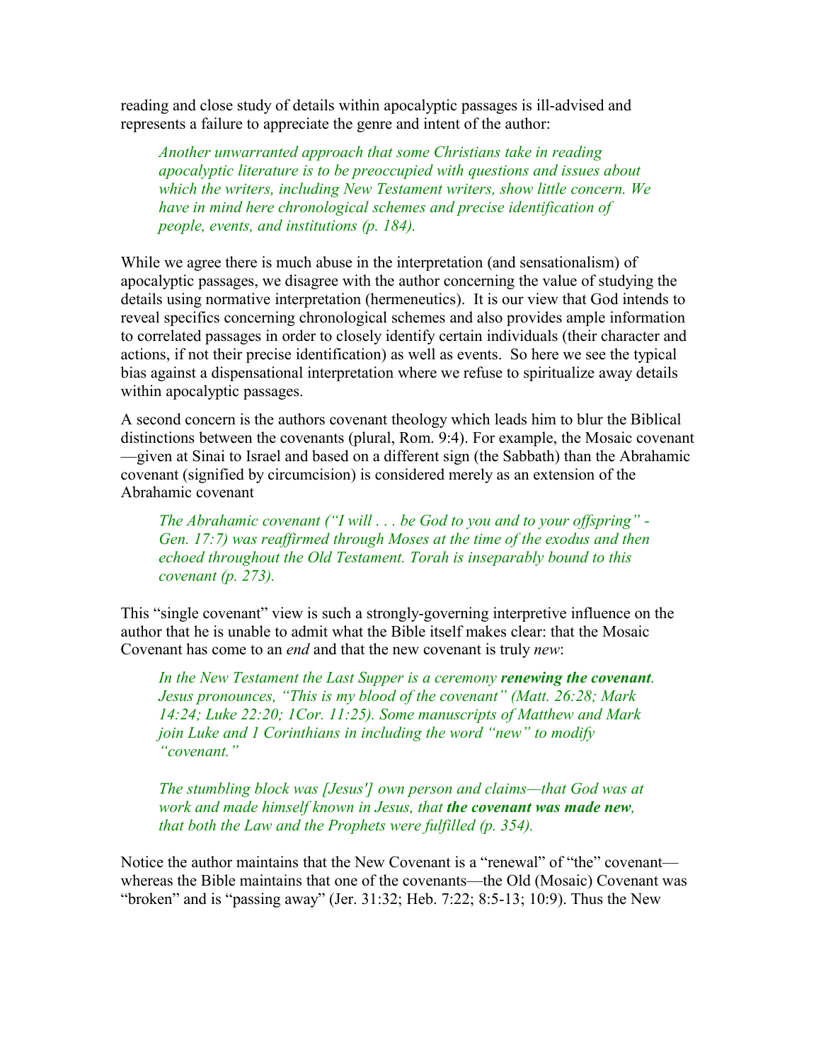reading and close study of details within apocalyptic passages is ill-advised and represents a failure to appreciate the genre and intent of the author:

> *Another unwarranted approach that some Christians take in reading apocalyptic literature is to be preoccupied with questions and issues about which the writers, including New Testament writers, show little concern. We have in mind here chronological schemes and precise identification of people, events, and institutions (p. 184).*

While we agree there is much abuse in the interpretation (and sensationalism) of apocalyptic passages, we disagree with the author concerning the value of studying the details using normative interpretation (hermeneutics). It is our view that God intends to reveal specifics concerning chronological schemes and also provides ample information to correlated passages in order to closely identify certain individuals (their character and actions, if not their precise identification) as well as events. So here we see the typical bias against a dispensational interpretation where we refuse to spiritualize away details within apocalyptic passages.

A second concern is the authors covenant theology which leads him to blur the Biblical distinctions between the covenants (plural, Rom. 9:4). For example, the Mosaic covenant—given at Sinai to Israel and based on a different sign (the Sabbath) than the Abrahamic covenant (signified by circumcision) is considered merely as an extension of the Abrahamic covenant

> *The Abrahamic covenant ("I will . . . be God to you and to your offspring" - Gen. 17:7) was reaffirmed through Moses at the time of the exodus and then echoed throughout the Old Testament. Torah is inseparably bound to this covenant (p. 273).*

This "single covenant" view is such a strongly-governing interpretive influence on the author that he is unable to admit what the Bible itself makes clear: that the Mosaic Covenant has come to an *end* and that the new covenant is truly *new*:

> *In the New Testament the Last Supper is a ceremony **renewing the covenant**. Jesus pronounces, "This is my blood of the covenant" (Matt. 26:28; Mark 14:24; Luke 22:20; 1Cor. 11:25). Some manuscripts of Matthew and Mark join Luke and 1 Corinthians in including the word "new" to modify "covenant."*
>
> *The stumbling block was [Jesus'] own person and claims—that God was at work and made himself known in Jesus, that **the covenant was made new**, that both the Law and the Prophets were fulfilled (p. 354).*

Notice the author maintains that the New Covenant is a "renewal" of "the" covenant—whereas the Bible maintains that one of the covenants—the Old (Mosaic) Covenant was "broken" and is "passing away" (Jer. 31:32; Heb. 7:22; 8:5-13; 10:9). Thus the New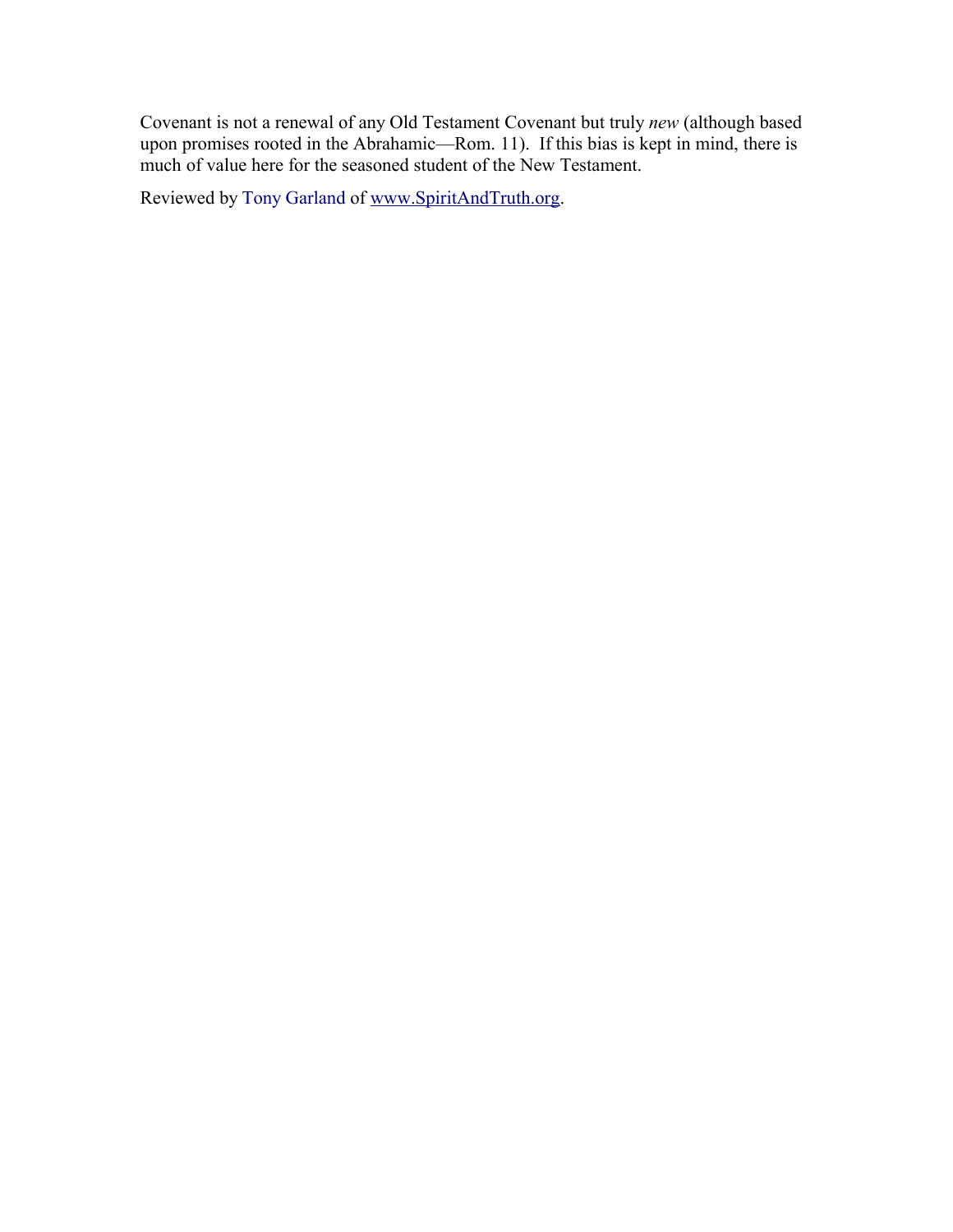Covenant is not a renewal of any Old Testament Covenant but truly *new* (although based upon promises rooted in the Abrahamic—Rom. 11). If this bias is kept in mind, there is much of value here for the seasoned student of the New Testament.

Reviewed by Tony Garland of [www.SpiritAndTruth.org](http://www.SpiritAndTruth.org).